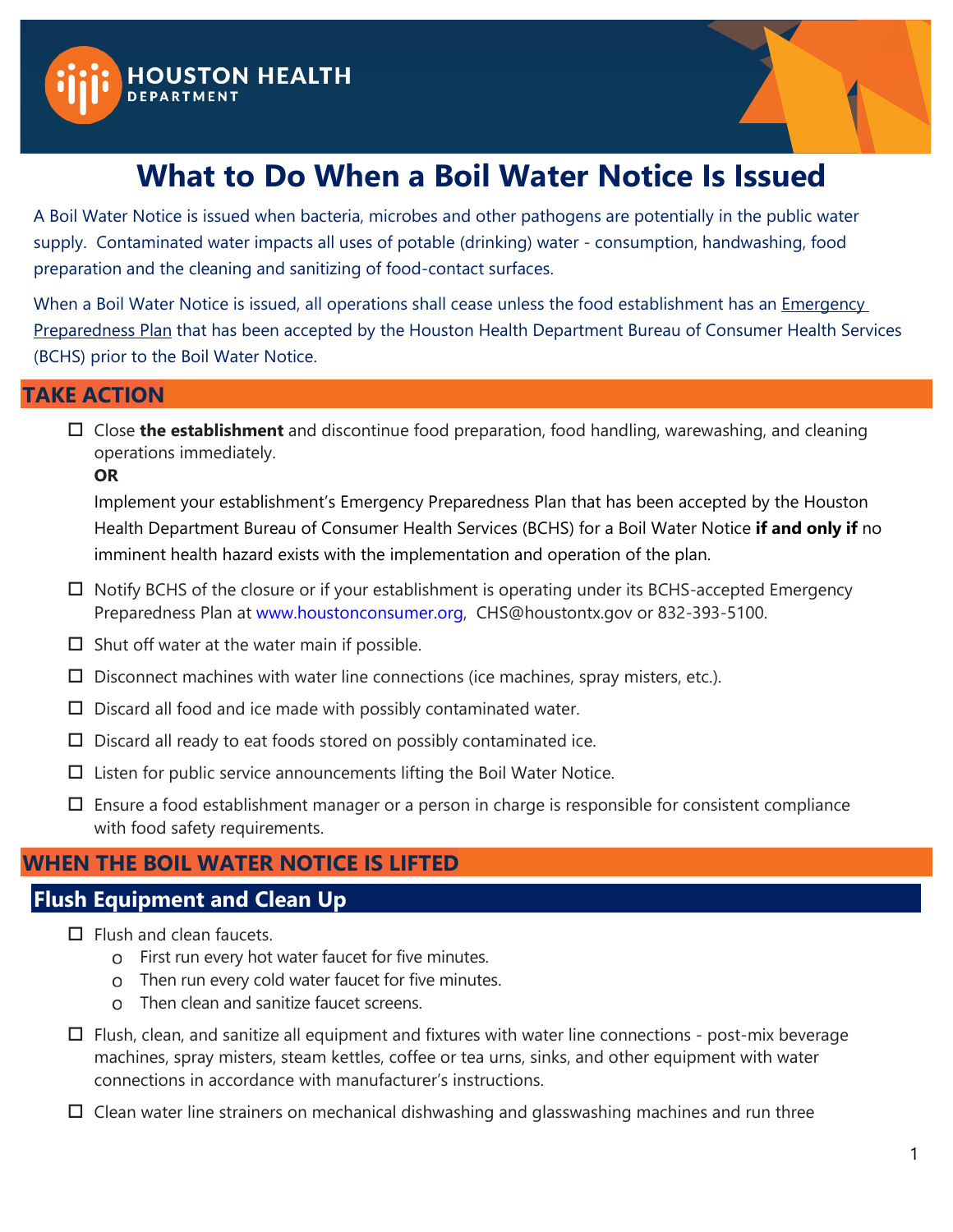HOUSTON HEALTH DEPARTMENT

# What to Do When a Boil Water Notice Is Issued

A Boil Water Notice is issued when bacteria, microbes and other pathogens are potentially in the public water supply. Contaminated water impacts all uses of potable (drinking) water - consumption, handwashing, food preparation and the cleaning and sanitizing of food-contact surfaces.

When a Boil Water Notice is issued, all operations shall cease unless the food establishment has an Emergency Preparedness Plan that has been accepted by the Houston Health Department Bureau of Consumer Health Services (BCHS) prior to the Boil Water Notice.

## TAKE ACTION

- ☐ Close **the establishment** and discontinue food preparation, food handling, warewashing, and cleaning operations immediately.
  **OR**
  Implement your establishment's Emergency Preparedness Plan that has been accepted by the Houston Health Department Bureau of Consumer Health Services (BCHS) for a Boil Water Notice **if and only if** no imminent health hazard exists with the implementation and operation of the plan.
- ☐ Notify BCHS of the closure or if your establishment is operating under its BCHS-accepted Emergency Preparedness Plan at www.houstonconsumer.org, CHS@houstontx.gov or 832-393-5100.
- ☐ Shut off water at the water main if possible.
- ☐ Disconnect machines with water line connections (ice machines, spray misters, etc.).
- ☐ Discard all food and ice made with possibly contaminated water.
- ☐ Discard all ready to eat foods stored on possibly contaminated ice.
- ☐ Listen for public service announcements lifting the Boil Water Notice.
- ☐ Ensure a food establishment manager or a person in charge is responsible for consistent compliance with food safety requirements.

## WHEN THE BOIL WATER NOTICE IS LIFTED

### Flush Equipment and Clean Up

- ☐ Flush and clean faucets.
  - First run every hot water faucet for five minutes.
  - Then run every cold water faucet for five minutes.
  - Then clean and sanitize faucet screens.
- ☐ Flush, clean, and sanitize all equipment and fixtures with water line connections - post-mix beverage machines, spray misters, steam kettles, coffee or tea urns, sinks, and other equipment with water connections in accordance with manufacturer's instructions.
- ☐ Clean water line strainers on mechanical dishwashing and glasswashing machines and run three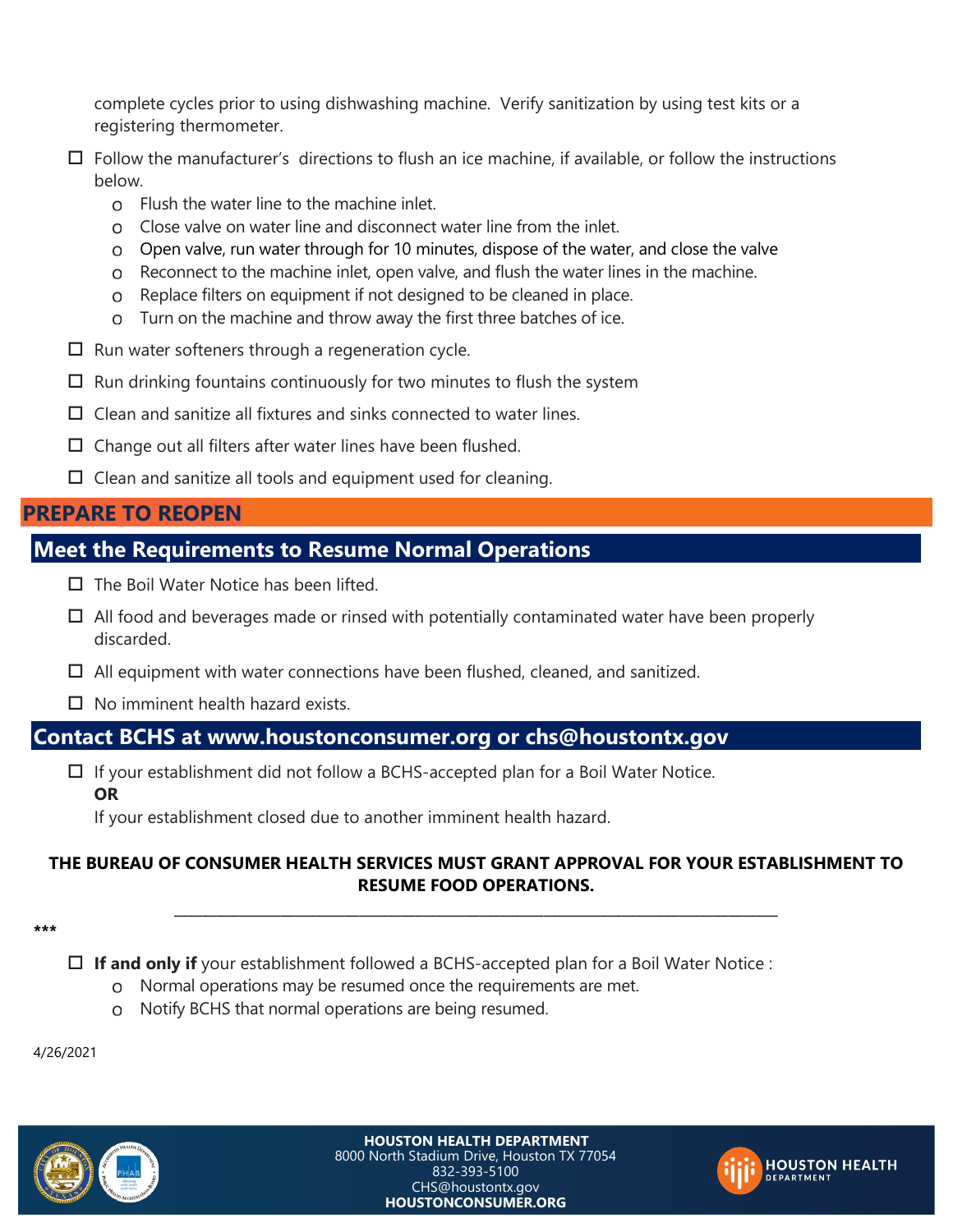complete cycles prior to using dishwashing machine. Verify sanitization by using test kits or a registering thermometer.

- ☐ Follow the manufacturer's directions to flush an ice machine, if available, or follow the instructions below.
  - Flush the water line to the machine inlet.
  - Close valve on water line and disconnect water line from the inlet.
  - Open valve, run water through for 10 minutes, dispose of the water, and close the valve
  - Reconnect to the machine inlet, open valve, and flush the water lines in the machine.
  - Replace filters on equipment if not designed to be cleaned in place.
  - Turn on the machine and throw away the first three batches of ice.
- ☐ Run water softeners through a regeneration cycle.
- ☐ Run drinking fountains continuously for two minutes to flush the system
- ☐ Clean and sanitize all fixtures and sinks connected to water lines.
- ☐ Change out all filters after water lines have been flushed.
- ☐ Clean and sanitize all tools and equipment used for cleaning.

## PREPARE TO REOPEN

### Meet the Requirements to Resume Normal Operations

- ☐ The Boil Water Notice has been lifted.
- ☐ All food and beverages made or rinsed with potentially contaminated water have been properly discarded.
- ☐ All equipment with water connections have been flushed, cleaned, and sanitized.
- ☐ No imminent health hazard exists.

### Contact BCHS at www.houstonconsumer.org or chs@houstontx.gov

- ☐ If your establishment did not follow a BCHS-accepted plan for a Boil Water Notice.
  **OR**
  If your establishment closed due to another imminent health hazard.

**THE BUREAU OF CONSUMER HEALTH SERVICES MUST GRANT APPROVAL FOR YOUR ESTABLISHMENT TO RESUME FOOD OPERATIONS.**

---

***

- ☐ **If and only if** your establishment followed a BCHS-accepted plan for a Boil Water Notice :
  - Normal operations may be resumed once the requirements are met.
  - Notify BCHS that normal operations are being resumed.

4/26/2021

**HOUSTON HEALTH DEPARTMENT**
8000 North Stadium Drive, Houston TX 77054
832-393-5100
CHS@houstontx.gov
**HOUSTONCONSUMER.ORG**